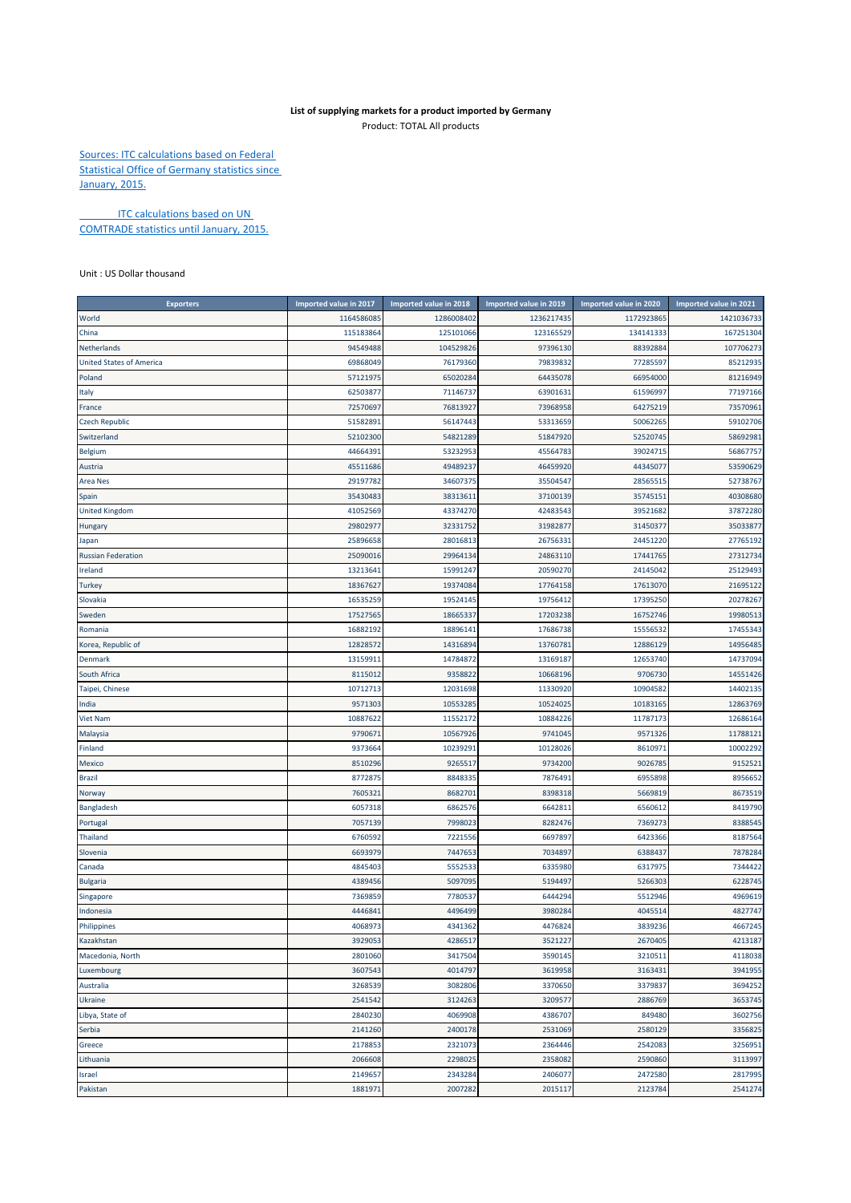**List of supplying markets for a product imported by Germany**

Product: TOTAL All products

Sources: ITC calculations based on Federal Statistical Office of Germany statistics since January, 2015.

ITC calculations based on UN COMTRADE statistics until January, 2015.

Unit : US Dollar thousand

| Exporters | Imported value in 2017 | Imported value in 2018 | Imported value in 2019 | Imported value in 2020 | Imported value in 2021 |
|---|---|---|---|---|---|
| World | 1164586085 | 1286008402 | 1236217435 | 1172923865 | 1421036733 |
| China | 115183864 | 125101066 | 123165529 | 134141333 | 167251304 |
| Netherlands | 94549488 | 104529826 | 97396130 | 88392884 | 107706273 |
| United States of America | 69868049 | 76179360 | 79839832 | 77285597 | 85212935 |
| Poland | 57121975 | 65020284 | 64435078 | 66954000 | 81216949 |
| Italy | 62503877 | 71146737 | 63901631 | 61596997 | 77197166 |
| France | 72570697 | 76813927 | 73968958 | 64275219 | 73570961 |
| Czech Republic | 51582891 | 56147443 | 53313659 | 50062265 | 59102706 |
| Switzerland | 52102300 | 54821289 | 51847920 | 52520745 | 58692981 |
| Belgium | 44664391 | 53232953 | 45564783 | 39024715 | 56867757 |
| Austria | 45511686 | 49489237 | 46459920 | 44345077 | 53590629 |
| Area Nes | 29197782 | 34607375 | 35504547 | 28565515 | 52738767 |
| Spain | 35430483 | 38313611 | 37100139 | 35745151 | 40308680 |
| United Kingdom | 41052569 | 43374270 | 42483543 | 39521682 | 37872280 |
| Hungary | 29802977 | 32331752 | 31982877 | 31450377 | 35033877 |
| Japan | 25896658 | 28016813 | 26756331 | 24451220 | 27765192 |
| Russian Federation | 25090016 | 29964134 | 24863110 | 17441765 | 27312734 |
| Ireland | 13213641 | 15991247 | 20590270 | 24145042 | 25129493 |
| Turkey | 18367627 | 19374084 | 17764158 | 17613070 | 21695122 |
| Slovakia | 16535259 | 19524145 | 19756412 | 17395250 | 20278267 |
| Sweden | 17527565 | 18665337 | 17203238 | 16752746 | 19980513 |
| Romania | 16882192 | 18896141 | 17686738 | 15556532 | 17455343 |
| Korea, Republic of | 12828572 | 14316894 | 13760781 | 12886129 | 14956485 |
| Denmark | 13159911 | 14784872 | 13169187 | 12653740 | 14737094 |
| South Africa | 8115012 | 9358822 | 10668196 | 9706730 | 14551426 |
| Taipei, Chinese | 10712713 | 12031698 | 11330920 | 10904582 | 14402135 |
| India | 9571303 | 10553285 | 10524025 | 10183165 | 12863769 |
| Viet Nam | 10887622 | 11552172 | 10884226 | 11787173 | 12686164 |
| Malaysia | 9790671 | 10567926 | 9741045 | 9571326 | 11788121 |
| Finland | 9373664 | 10239291 | 10128026 | 8610971 | 10002292 |
| Mexico | 8510296 | 9265517 | 9734200 | 9026785 | 9152521 |
| Brazil | 8772875 | 8848335 | 7876491 | 6955898 | 8956652 |
| Norway | 7605321 | 8682701 | 8398318 | 5669819 | 8673519 |
| Bangladesh | 6057318 | 6862576 | 6642811 | 6560612 | 8419790 |
| Portugal | 7057139 | 7998023 | 8282476 | 7369273 | 8388545 |
| Thailand | 6760592 | 7221556 | 6697897 | 6423366 | 8187564 |
| Slovenia | 6693979 | 7447653 | 7034897 | 6388437 | 7878284 |
| Canada | 4845403 | 5552533 | 6335980 | 6317975 | 7344422 |
| Bulgaria | 4389456 | 5097095 | 5194497 | 5266303 | 6228745 |
| Singapore | 7369859 | 7780537 | 6444294 | 5512946 | 4969619 |
| Indonesia | 4446841 | 4496499 | 3980284 | 4045514 | 4827747 |
| Philippines | 4068973 | 4341362 | 4476824 | 3839236 | 4667245 |
| Kazakhstan | 3929053 | 4286517 | 3521227 | 2670405 | 4213187 |
| Macedonia, North | 2801060 | 3417504 | 3590145 | 3210511 | 4118038 |
| Luxembourg | 3607543 | 4014797 | 3619958 | 3163431 | 3941955 |
| Australia | 3268539 | 3082806 | 3370650 | 3379837 | 3694252 |
| Ukraine | 2541542 | 3124263 | 3209577 | 2886769 | 3653745 |
| Libya, State of | 2840230 | 4069908 | 4386707 | 849480 | 3602756 |
| Serbia | 2141260 | 2400178 | 2531069 | 2580129 | 3356825 |
| Greece | 2178853 | 2321073 | 2364446 | 2542083 | 3256951 |
| Lithuania | 2066608 | 2298025 | 2358082 | 2590860 | 3113997 |
| Israel | 2149657 | 2343284 | 2406077 | 2472580 | 2817995 |
| Pakistan | 1881971 | 2007282 | 2015117 | 2123784 | 2541274 |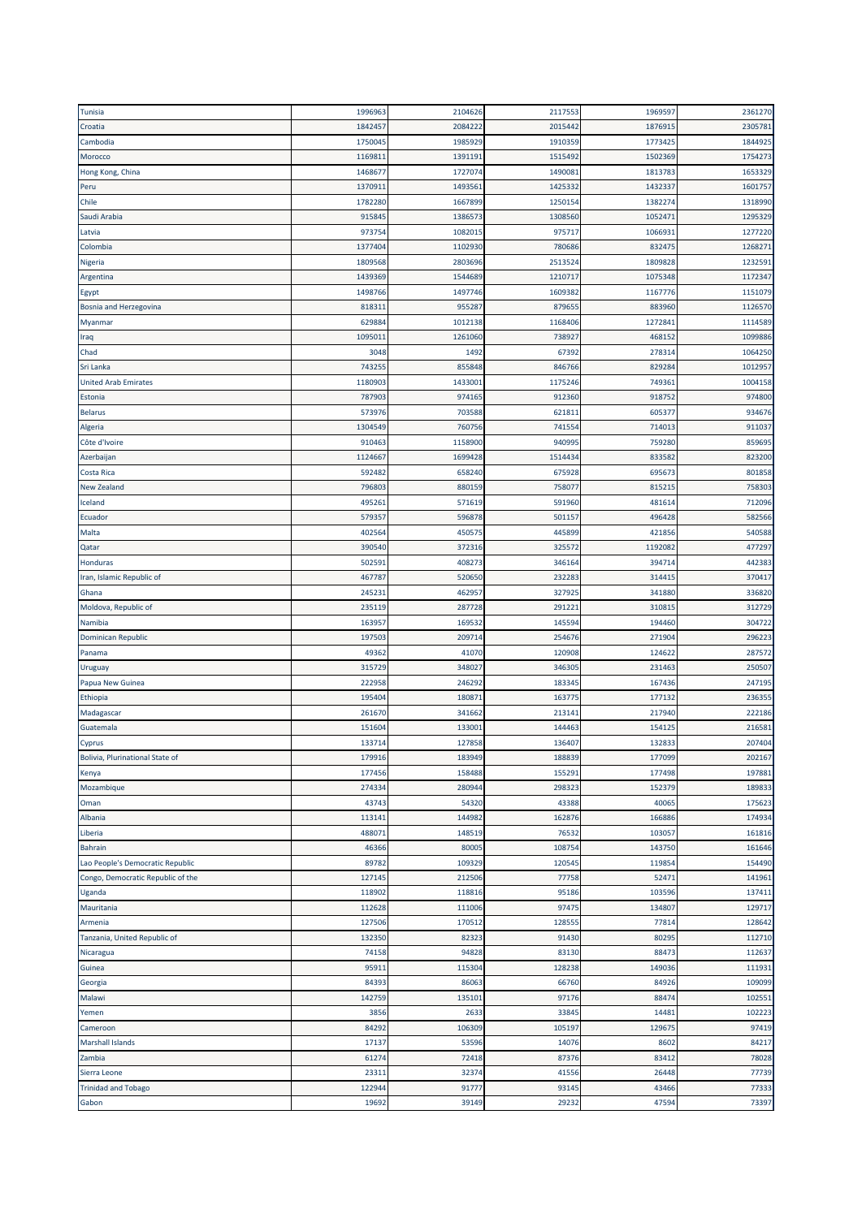| | | | | | |
|---|---|---|---|---|---|
| Tunisia | 1996963 | 2104626 | 2117553 | 1969597 | 2361270 |
| Croatia | 1842457 | 2084222 | 2015442 | 1876915 | 2305781 |
| Cambodia | 1750045 | 1985929 | 1910359 | 1773425 | 1844925 |
| Morocco | 1169811 | 1391191 | 1515492 | 1502369 | 1754273 |
| Hong Kong, China | 1468677 | 1727074 | 1490081 | 1813783 | 1653329 |
| Peru | 1370911 | 1493561 | 1425332 | 1432337 | 1601757 |
| Chile | 1782280 | 1667899 | 1250154 | 1382274 | 1318990 |
| Saudi Arabia | 915845 | 1386573 | 1308560 | 1052471 | 1295329 |
| Latvia | 973754 | 1082015 | 975717 | 1066931 | 1277220 |
| Colombia | 1377404 | 1102930 | 780686 | 832475 | 1268271 |
| Nigeria | 1809568 | 2803696 | 2513524 | 1809828 | 1232591 |
| Argentina | 1439369 | 1544689 | 1210717 | 1075348 | 1172347 |
| Egypt | 1498766 | 1497746 | 1609382 | 1167776 | 1151079 |
| Bosnia and Herzegovina | 818311 | 955287 | 879655 | 883960 | 1126570 |
| Myanmar | 629884 | 1012138 | 1168406 | 1272841 | 1114589 |
| Iraq | 1095011 | 1261060 | 738927 | 468152 | 1099886 |
| Chad | 3048 | 1492 | 67392 | 278314 | 1064250 |
| Sri Lanka | 743255 | 855848 | 846766 | 829284 | 1012957 |
| United Arab Emirates | 1180903 | 1433001 | 1175246 | 749361 | 1004158 |
| Estonia | 787903 | 974165 | 912360 | 918752 | 974800 |
| Belarus | 573976 | 703588 | 621811 | 605377 | 934676 |
| Algeria | 1304549 | 760756 | 741554 | 714013 | 911037 |
| Côte d'Ivoire | 910463 | 1158900 | 940995 | 759280 | 859695 |
| Azerbaijan | 1124667 | 1699428 | 1514434 | 833582 | 823200 |
| Costa Rica | 592482 | 658240 | 675928 | 695673 | 801858 |
| New Zealand | 796803 | 880159 | 758077 | 815215 | 758303 |
| Iceland | 495261 | 571619 | 591960 | 481614 | 712096 |
| Ecuador | 579357 | 596878 | 501157 | 496428 | 582566 |
| Malta | 402564 | 450575 | 445899 | 421856 | 540588 |
| Qatar | 390540 | 372316 | 325572 | 1192082 | 477297 |
| Honduras | 502591 | 408273 | 346164 | 394714 | 442383 |
| Iran, Islamic Republic of | 467787 | 520650 | 232283 | 314415 | 370417 |
| Ghana | 245231 | 462957 | 327925 | 341880 | 336820 |
| Moldova, Republic of | 235119 | 287728 | 291221 | 310815 | 312729 |
| Namibia | 163957 | 169532 | 145594 | 194460 | 304722 |
| Dominican Republic | 197503 | 209714 | 254676 | 271904 | 296223 |
| Panama | 49362 | 41070 | 120908 | 124622 | 287572 |
| Uruguay | 315729 | 348027 | 346305 | 231463 | 250507 |
| Papua New Guinea | 222958 | 246292 | 183345 | 167436 | 247195 |
| Ethiopia | 195404 | 180871 | 163775 | 177132 | 236355 |
| Madagascar | 261670 | 341662 | 213141 | 217940 | 222186 |
| Guatemala | 151604 | 133001 | 144463 | 154125 | 216581 |
| Cyprus | 133714 | 127858 | 136407 | 132833 | 207404 |
| Bolivia, Plurinational State of | 179916 | 183949 | 188839 | 177099 | 202167 |
| Kenya | 177456 | 158488 | 155291 | 177498 | 197881 |
| Mozambique | 274334 | 280944 | 298323 | 152379 | 189833 |
| Oman | 43743 | 54320 | 43388 | 40065 | 175623 |
| Albania | 113141 | 144982 | 162876 | 166886 | 174934 |
| Liberia | 488071 | 148519 | 76532 | 103057 | 161816 |
| Bahrain | 46366 | 80005 | 108754 | 143750 | 161646 |
| Lao People's Democratic Republic | 89782 | 109329 | 120545 | 119854 | 154490 |
| Congo, Democratic Republic of the | 127145 | 212506 | 77758 | 52471 | 141961 |
| Uganda | 118902 | 118816 | 95186 | 103596 | 137411 |
| Mauritania | 112628 | 111006 | 97475 | 134807 | 129717 |
| Armenia | 127506 | 170512 | 128555 | 77814 | 128642 |
| Tanzania, United Republic of | 132350 | 82323 | 91430 | 80295 | 112710 |
| Nicaragua | 74158 | 94828 | 83130 | 88473 | 112637 |
| Guinea | 95911 | 115304 | 128238 | 149036 | 111931 |
| Georgia | 84393 | 86063 | 66760 | 84926 | 109099 |
| Malawi | 142759 | 135101 | 97176 | 88474 | 102551 |
| Yemen | 3856 | 2633 | 33845 | 14481 | 102223 |
| Cameroon | 84292 | 106309 | 105197 | 129675 | 97419 |
| Marshall Islands | 17137 | 53596 | 14076 | 8602 | 84217 |
| Zambia | 61274 | 72418 | 87376 | 83412 | 78028 |
| Sierra Leone | 23311 | 32374 | 41556 | 26448 | 77739 |
| Trinidad and Tobago | 122944 | 91777 | 93145 | 43466 | 77333 |
| Gabon | 19692 | 39149 | 29232 | 47594 | 73397 |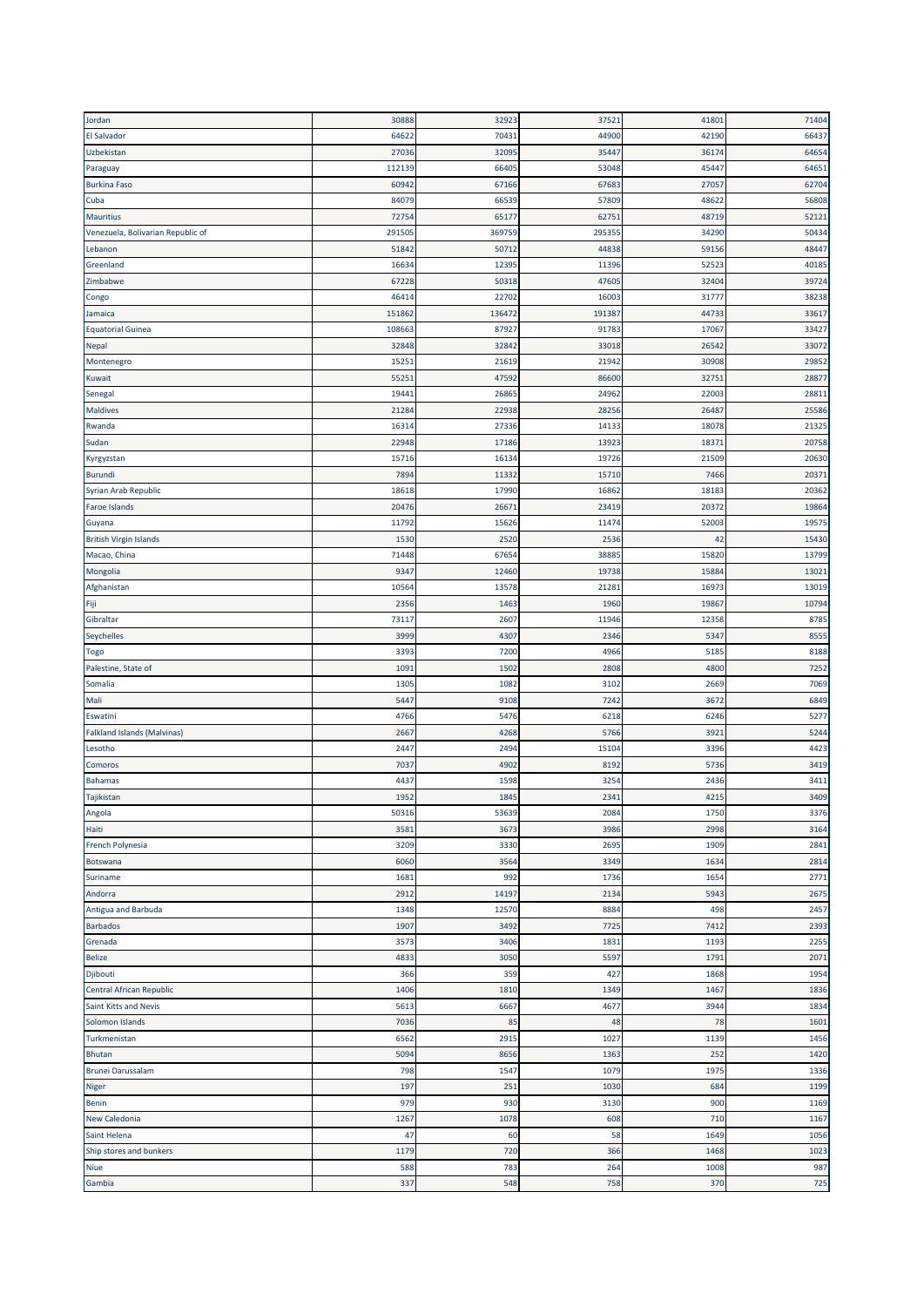| | | | | | |
|---|---|---|---|---|---|
| Jordan | 30888 | 32923 | 37521 | 41801 | 71404 |
| El Salvador | 64622 | 70431 | 44900 | 42190 | 66437 |
| Uzbekistan | 27036 | 32095 | 35447 | 36174 | 64654 |
| Paraguay | 112139 | 66405 | 53048 | 45447 | 64651 |
| Burkina Faso | 60942 | 67166 | 67683 | 27057 | 62704 |
| Cuba | 84079 | 66539 | 57809 | 48622 | 56808 |
| Mauritius | 72754 | 65177 | 62751 | 48719 | 52121 |
| Venezuela, Bolivarian Republic of | 291505 | 369759 | 295355 | 34290 | 50434 |
| Lebanon | 51842 | 50712 | 44838 | 59156 | 48447 |
| Greenland | 16634 | 12395 | 11396 | 52523 | 40185 |
| Zimbabwe | 67228 | 50318 | 47605 | 32404 | 39724 |
| Congo | 46414 | 22702 | 16003 | 31777 | 38238 |
| Jamaica | 151862 | 136472 | 191387 | 44733 | 33617 |
| Equatorial Guinea | 108663 | 87927 | 91783 | 17067 | 33427 |
| Nepal | 32848 | 32842 | 33018 | 26542 | 33072 |
| Montenegro | 15251 | 21619 | 21942 | 30908 | 29852 |
| Kuwait | 55251 | 47592 | 86600 | 32751 | 28877 |
| Senegal | 19441 | 26865 | 24962 | 22003 | 28811 |
| Maldives | 21284 | 22938 | 28256 | 26487 | 25586 |
| Rwanda | 16314 | 27336 | 14133 | 18078 | 21325 |
| Sudan | 22948 | 17186 | 13923 | 18371 | 20758 |
| Kyrgyzstan | 15716 | 16134 | 19726 | 21509 | 20630 |
| Burundi | 7894 | 11332 | 15710 | 7466 | 20371 |
| Syrian Arab Republic | 18618 | 17990 | 16862 | 18183 | 20362 |
| Faroe Islands | 20476 | 26671 | 23419 | 20372 | 19864 |
| Guyana | 11792 | 15626 | 11474 | 52003 | 19575 |
| British Virgin Islands | 1530 | 2520 | 2536 | 42 | 15430 |
| Macao, China | 71448 | 67654 | 38885 | 15820 | 13799 |
| Mongolia | 9347 | 12460 | 19738 | 15884 | 13021 |
| Afghanistan | 10564 | 13578 | 21281 | 16973 | 13019 |
| Fiji | 2356 | 1463 | 1960 | 19867 | 10794 |
| Gibraltar | 73117 | 2607 | 11946 | 12358 | 8785 |
| Seychelles | 3999 | 4307 | 2346 | 5347 | 8555 |
| Togo | 3393 | 7200 | 4966 | 5185 | 8188 |
| Palestine, State of | 1091 | 1502 | 2808 | 4800 | 7252 |
| Somalia | 1305 | 1082 | 3102 | 2669 | 7069 |
| Mali | 5447 | 9108 | 7242 | 3672 | 6849 |
| Eswatini | 4766 | 5476 | 6218 | 6246 | 5277 |
| Falkland Islands (Malvinas) | 2667 | 4268 | 5766 | 3921 | 5244 |
| Lesotho | 2447 | 2494 | 15104 | 3396 | 4423 |
| Comoros | 7037 | 4902 | 8192 | 5736 | 3419 |
| Bahamas | 4437 | 1598 | 3254 | 2436 | 3411 |
| Tajikistan | 1952 | 1845 | 2341 | 4215 | 3409 |
| Angola | 50316 | 53639 | 2084 | 1750 | 3376 |
| Haiti | 3581 | 3673 | 3986 | 2998 | 3164 |
| French Polynesia | 3209 | 3330 | 2695 | 1909 | 2841 |
| Botswana | 6060 | 3564 | 3349 | 1634 | 2814 |
| Suriname | 1681 | 992 | 1736 | 1654 | 2771 |
| Andorra | 2912 | 14197 | 2134 | 5943 | 2675 |
| Antigua and Barbuda | 1348 | 12570 | 8884 | 498 | 2457 |
| Barbados | 1907 | 3492 | 7725 | 7412 | 2393 |
| Grenada | 3573 | 3406 | 1831 | 1193 | 2255 |
| Belize | 4833 | 3050 | 5597 | 1791 | 2071 |
| Djibouti | 366 | 359 | 427 | 1868 | 1954 |
| Central African Republic | 1406 | 1810 | 1349 | 1467 | 1836 |
| Saint Kitts and Nevis | 5613 | 6667 | 4677 | 3944 | 1834 |
| Solomon Islands | 7036 | 85 | 48 | 78 | 1601 |
| Turkmenistan | 6562 | 2915 | 1027 | 1139 | 1456 |
| Bhutan | 5094 | 8656 | 1363 | 252 | 1420 |
| Brunei Darussalam | 798 | 1547 | 1079 | 1975 | 1336 |
| Niger | 197 | 251 | 1030 | 684 | 1199 |
| Benin | 979 | 930 | 3130 | 900 | 1169 |
| New Caledonia | 1267 | 1078 | 608 | 710 | 1167 |
| Saint Helena | 47 | 60 | 58 | 1649 | 1056 |
| Ship stores and bunkers | 1179 | 720 | 366 | 1468 | 1023 |
| Niue | 588 | 783 | 264 | 1008 | 987 |
| Gambia | 337 | 548 | 758 | 370 | 725 |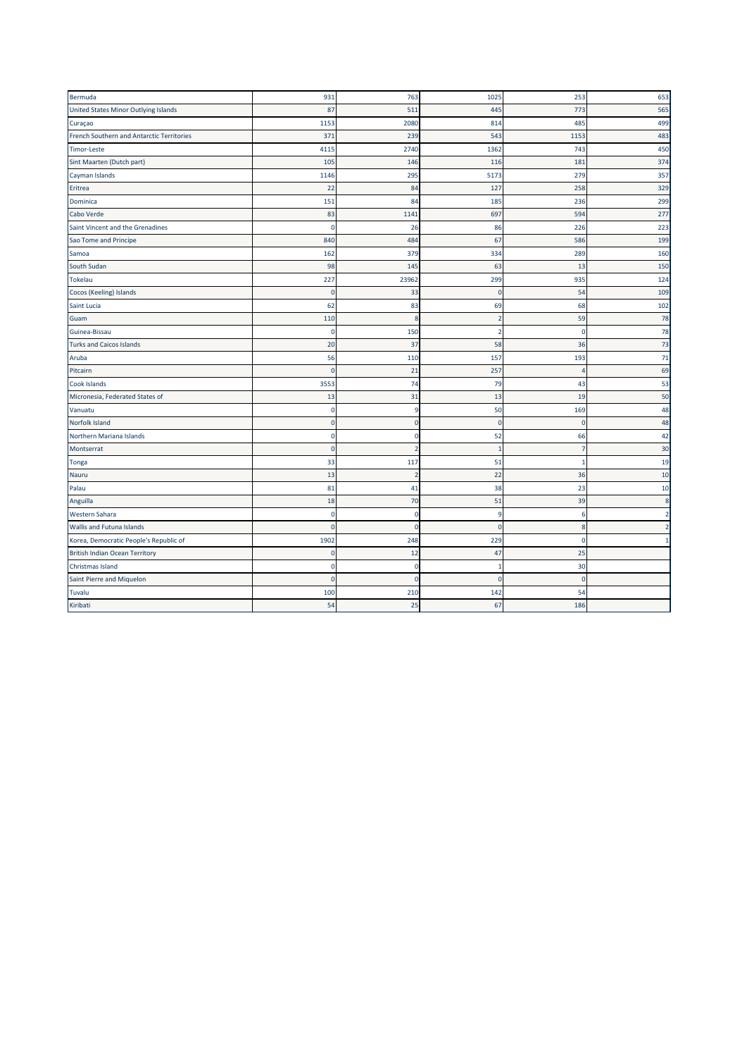| | | | | | |
|---|---|---|---|---|---|
| Bermuda | 931 | 763 | 1025 | 253 | 653 |
| United States Minor Outlying Islands | 87 | 511 | 445 | 773 | 565 |
| Curaçao | 1153 | 2080 | 814 | 485 | 499 |
| French Southern and Antarctic Territories | 371 | 239 | 543 | 1153 | 483 |
| Timor-Leste | 4115 | 2740 | 1362 | 743 | 450 |
| Sint Maarten (Dutch part) | 105 | 146 | 116 | 181 | 374 |
| Cayman Islands | 1146 | 295 | 5173 | 279 | 357 |
| Eritrea | 22 | 84 | 127 | 258 | 329 |
| Dominica | 151 | 84 | 185 | 236 | 299 |
| Cabo Verde | 83 | 1141 | 697 | 594 | 277 |
| Saint Vincent and the Grenadines | 0 | 26 | 86 | 226 | 223 |
| Sao Tome and Principe | 840 | 484 | 67 | 586 | 199 |
| Samoa | 162 | 379 | 334 | 289 | 160 |
| South Sudan | 98 | 145 | 63 | 13 | 150 |
| Tokelau | 227 | 23962 | 299 | 935 | 124 |
| Cocos (Keeling) Islands | 0 | 33 | 0 | 54 | 109 |
| Saint Lucia | 62 | 83 | 69 | 68 | 102 |
| Guam | 110 | 8 | 2 | 59 | 78 |
| Guinea-Bissau | 0 | 150 | 2 | 0 | 78 |
| Turks and Caicos Islands | 20 | 37 | 58 | 36 | 73 |
| Aruba | 56 | 110 | 157 | 193 | 71 |
| Pitcairn | 0 | 21 | 257 | 4 | 69 |
| Cook Islands | 3553 | 74 | 79 | 43 | 53 |
| Micronesia, Federated States of | 13 | 31 | 13 | 19 | 50 |
| Vanuatu | 0 | 9 | 50 | 169 | 48 |
| Norfolk Island | 0 | 0 | 0 | 0 | 48 |
| Northern Mariana Islands | 0 | 0 | 52 | 66 | 42 |
| Montserrat | 0 | 2 | 1 | 7 | 30 |
| Tonga | 33 | 117 | 51 | 1 | 19 |
| Nauru | 13 | 2 | 22 | 36 | 10 |
| Palau | 81 | 41 | 38 | 23 | 10 |
| Anguilla | 18 | 70 | 51 | 39 | 8 |
| Western Sahara | 0 | 0 | 9 | 6 | 2 |
| Wallis and Futuna Islands | 0 | 0 | 0 | 8 | 2 |
| Korea, Democratic People's Republic of | 1902 | 248 | 229 | 0 | 1 |
| British Indian Ocean Territory | 0 | 12 | 47 | 25 | |
| Christmas Island | 0 | 0 | 1 | 30 | |
| Saint Pierre and Miquelon | 0 | 0 | 0 | 0 | |
| Tuvalu | 100 | 210 | 142 | 54 | |
| Kiribati | 54 | 25 | 67 | 186 | |